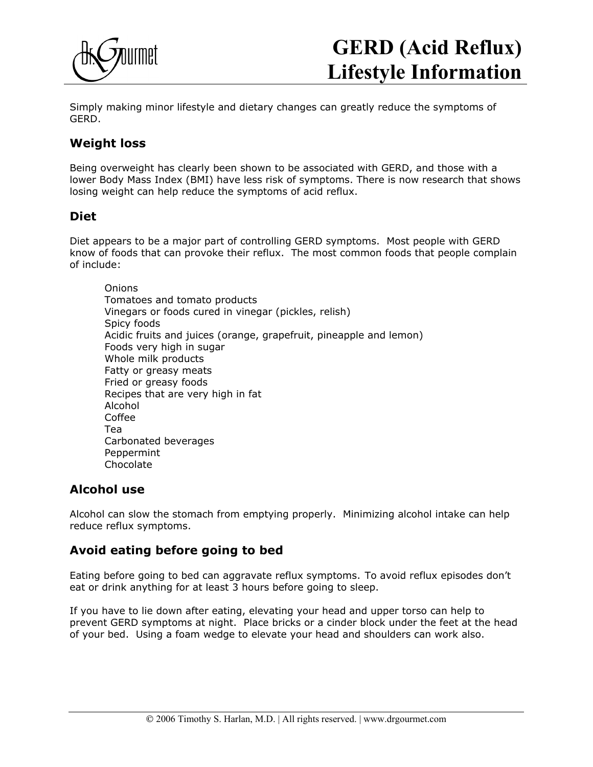# GERD (Acid Reflux) Lifestyle Information

Simply making minor lifestyle and dietary changes can greatly reduce the symptoms of GERD.

## Weight loss

Being overweight has clearly been shown to be associated with GERD, and those with a lower Body Mass Index (BMI) have less risk of symptoms. There is now research that shows losing weight can help reduce the symptoms of acid reflux.

## Diet

Diet appears to be a major part of controlling GERD symptoms. Most people with GERD know of foods that can provoke their reflux. The most common foods that people complain of include:

- Onions
- Tomatoes and tomato products
- Vinegars or foods cured in vinegar (pickles, relish)
- Spicy foods
- Acidic fruits and juices (orange, grapefruit, pineapple and lemon)
- Foods very high in sugar
- Whole milk products
- Fatty or greasy meats
- Fried or greasy foods
- Recipes that are very high in fat
- Alcohol
- Coffee
- Tea
- Carbonated beverages
- Peppermint
- Chocolate

## Alcohol use

Alcohol can slow the stomach from emptying properly. Minimizing alcohol intake can help reduce reflux symptoms.

## Avoid eating before going to bed

Eating before going to bed can aggravate reflux symptoms. To avoid reflux episodes don't eat or drink anything for at least 3 hours before going to sleep.

If you have to lie down after eating, elevating your head and upper torso can help to prevent GERD symptoms at night. Place bricks or a cinder block under the feet at the head of your bed. Using a foam wedge to elevate your head and shoulders can work also.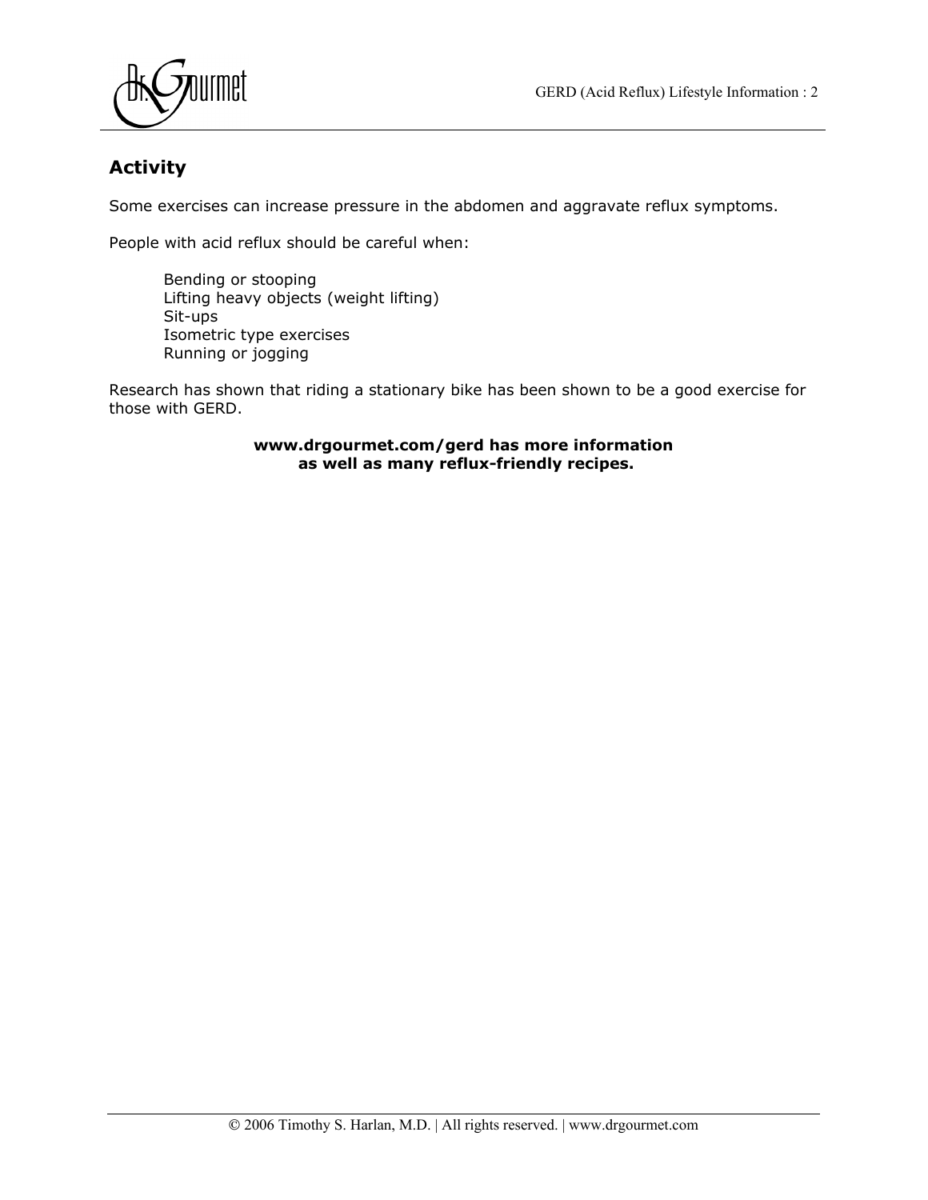## Activity

Some exercises can increase pressure in the abdomen and aggravate reflux symptoms.

People with acid reflux should be careful when:

- Bending or stooping
- Lifting heavy objects (weight lifting)
- Sit-ups
- Isometric type exercises
- Running or jogging

Research has shown that riding a stationary bike has been shown to be a good exercise for those with GERD.

**www.drgourmet.com/gerd has more information as well as many reflux-friendly recipes.**